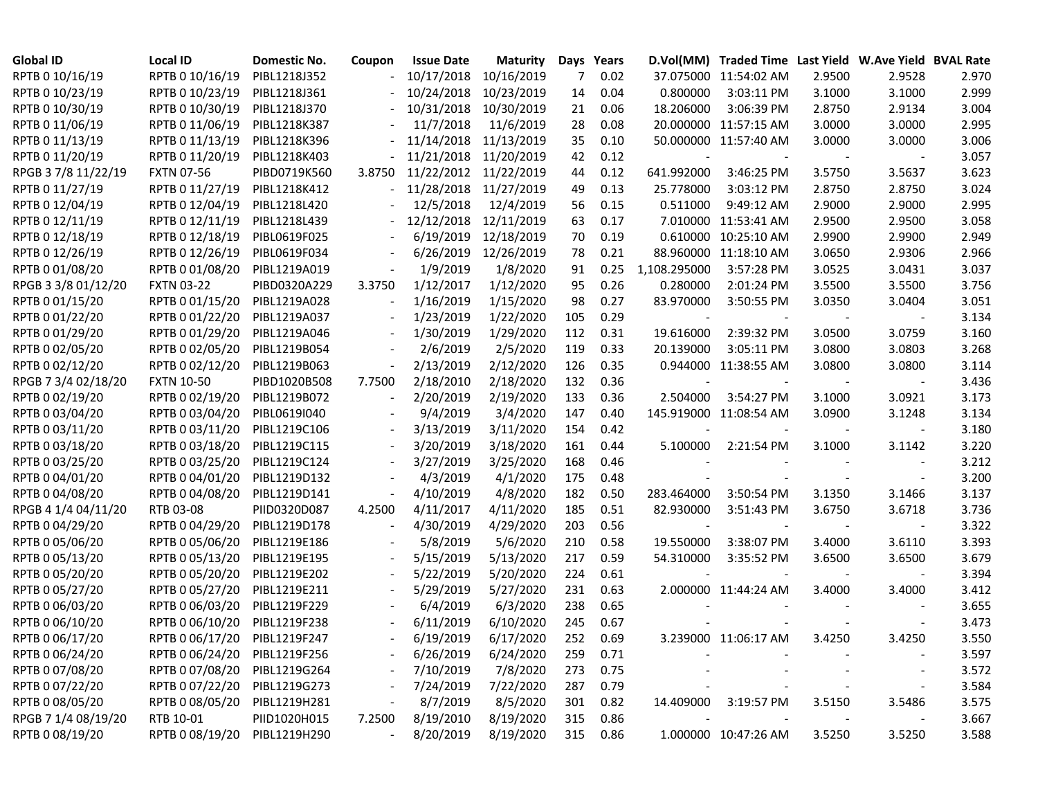| Global ID | Local ID | Domestic No. | Coupon | Issue Date | Maturity | Days | Years | D.Vol(MM) | Traded Time | Last Yield | W.Ave Yield | BVAL Rate |
|---|---|---|---|---|---|---|---|---|---|---|---|---|
| RPTB 0 10/16/19 | RPTB 0 10/16/19 | PIBL1218J352 | - | 10/17/2018 | 10/16/2019 | 7 | 0.02 | 37.075000 | 11:54:02 AM | 2.9500 | 2.9528 | 2.970 |
| RPTB 0 10/23/19 | RPTB 0 10/23/19 | PIBL1218J361 | - | 10/24/2018 | 10/23/2019 | 14 | 0.04 | 0.800000 | 3:03:11 PM | 3.1000 | 3.1000 | 2.999 |
| RPTB 0 10/30/19 | RPTB 0 10/30/19 | PIBL1218J370 | - | 10/31/2018 | 10/30/2019 | 21 | 0.06 | 18.206000 | 3:06:39 PM | 2.8750 | 2.9134 | 3.004 |
| RPTB 0 11/06/19 | RPTB 0 11/06/19 | PIBL1218K387 | - | 11/7/2018 | 11/6/2019 | 28 | 0.08 | 20.000000 | 11:57:15 AM | 3.0000 | 3.0000 | 2.995 |
| RPTB 0 11/13/19 | RPTB 0 11/13/19 | PIBL1218K396 | - | 11/14/2018 | 11/13/2019 | 35 | 0.10 | 50.000000 | 11:57:40 AM | 3.0000 | 3.0000 | 3.006 |
| RPTB 0 11/20/19 | RPTB 0 11/20/19 | PIBL1218K403 | - | 11/21/2018 | 11/20/2019 | 42 | 0.12 | - | - | - | - | 3.057 |
| RPGB 3 7/8 11/22/19 | FXTN 07-56 | PIBD0719K560 | 3.8750 | 11/22/2012 | 11/22/2019 | 44 | 0.12 | 641.992000 | 3:46:25 PM | 3.5750 | 3.5637 | 3.623 |
| RPTB 0 11/27/19 | RPTB 0 11/27/19 | PIBL1218K412 | - | 11/28/2018 | 11/27/2019 | 49 | 0.13 | 25.778000 | 3:03:12 PM | 2.8750 | 2.8750 | 3.024 |
| RPTB 0 12/04/19 | RPTB 0 12/04/19 | PIBL1218L420 | - | 12/5/2018 | 12/4/2019 | 56 | 0.15 | 0.511000 | 9:49:12 AM | 2.9000 | 2.9000 | 2.995 |
| RPTB 0 12/11/19 | RPTB 0 12/11/19 | PIBL1218L439 | - | 12/12/2018 | 12/11/2019 | 63 | 0.17 | 7.010000 | 11:53:41 AM | 2.9500 | 2.9500 | 3.058 |
| RPTB 0 12/18/19 | RPTB 0 12/18/19 | PIBL0619F025 | - | 6/19/2019 | 12/18/2019 | 70 | 0.19 | 0.610000 | 10:25:10 AM | 2.9900 | 2.9900 | 2.949 |
| RPTB 0 12/26/19 | RPTB 0 12/26/19 | PIBL0619F034 | - | 6/26/2019 | 12/26/2019 | 78 | 0.21 | 88.960000 | 11:18:10 AM | 3.0650 | 2.9306 | 2.966 |
| RPTB 0 01/08/20 | RPTB 0 01/08/20 | PIBL1219A019 | - | 1/9/2019 | 1/8/2020 | 91 | 0.25 | 1,108.295000 | 3:57:28 PM | 3.0525 | 3.0431 | 3.037 |
| RPGB 3 3/8 01/12/20 | FXTN 03-22 | PIBD0320A229 | 3.3750 | 1/12/2017 | 1/12/2020 | 95 | 0.26 | 0.280000 | 2:01:24 PM | 3.5500 | 3.5500 | 3.756 |
| RPTB 0 01/15/20 | RPTB 0 01/15/20 | PIBL1219A028 | - | 1/16/2019 | 1/15/2020 | 98 | 0.27 | 83.970000 | 3:50:55 PM | 3.0350 | 3.0404 | 3.051 |
| RPTB 0 01/22/20 | RPTB 0 01/22/20 | PIBL1219A037 | - | 1/23/2019 | 1/22/2020 | 105 | 0.29 | - | - | - | - | 3.134 |
| RPTB 0 01/29/20 | RPTB 0 01/29/20 | PIBL1219A046 | - | 1/30/2019 | 1/29/2020 | 112 | 0.31 | 19.616000 | 2:39:32 PM | 3.0500 | 3.0759 | 3.160 |
| RPTB 0 02/05/20 | RPTB 0 02/05/20 | PIBL1219B054 | - | 2/6/2019 | 2/5/2020 | 119 | 0.33 | 20.139000 | 3:05:11 PM | 3.0800 | 3.0803 | 3.268 |
| RPTB 0 02/12/20 | RPTB 0 02/12/20 | PIBL1219B063 | - | 2/13/2019 | 2/12/2020 | 126 | 0.35 | 0.944000 | 11:38:55 AM | 3.0800 | 3.0800 | 3.114 |
| RPGB 7 3/4 02/18/20 | FXTN 10-50 | PIBD1020B508 | 7.7500 | 2/18/2010 | 2/18/2020 | 132 | 0.36 | - | - | - | - | 3.436 |
| RPTB 0 02/19/20 | RPTB 0 02/19/20 | PIBL1219B072 | - | 2/20/2019 | 2/19/2020 | 133 | 0.36 | 2.504000 | 3:54:27 PM | 3.1000 | 3.0921 | 3.173 |
| RPTB 0 03/04/20 | RPTB 0 03/04/20 | PIBL0619I040 | - | 9/4/2019 | 3/4/2020 | 147 | 0.40 | 145.919000 | 11:08:54 AM | 3.0900 | 3.1248 | 3.134 |
| RPTB 0 03/11/20 | RPTB 0 03/11/20 | PIBL1219C106 | - | 3/13/2019 | 3/11/2020 | 154 | 0.42 | - | - | - | - | 3.180 |
| RPTB 0 03/18/20 | RPTB 0 03/18/20 | PIBL1219C115 | - | 3/20/2019 | 3/18/2020 | 161 | 0.44 | 5.100000 | 2:21:54 PM | 3.1000 | 3.1142 | 3.220 |
| RPTB 0 03/25/20 | RPTB 0 03/25/20 | PIBL1219C124 | - | 3/27/2019 | 3/25/2020 | 168 | 0.46 | - | - | - | - | 3.212 |
| RPTB 0 04/01/20 | RPTB 0 04/01/20 | PIBL1219D132 | - | 4/3/2019 | 4/1/2020 | 175 | 0.48 | - | - | - | - | 3.200 |
| RPTB 0 04/08/20 | RPTB 0 04/08/20 | PIBL1219D141 | - | 4/10/2019 | 4/8/2020 | 182 | 0.50 | 283.464000 | 3:50:54 PM | 3.1350 | 3.1466 | 3.137 |
| RPGB 4 1/4 04/11/20 | RTB 03-08 | PIID0320D087 | 4.2500 | 4/11/2017 | 4/11/2020 | 185 | 0.51 | 82.930000 | 3:51:43 PM | 3.6750 | 3.6718 | 3.736 |
| RPTB 0 04/29/20 | RPTB 0 04/29/20 | PIBL1219D178 | - | 4/30/2019 | 4/29/2020 | 203 | 0.56 | - | - | - | - | 3.322 |
| RPTB 0 05/06/20 | RPTB 0 05/06/20 | PIBL1219E186 | - | 5/8/2019 | 5/6/2020 | 210 | 0.58 | 19.550000 | 3:38:07 PM | 3.4000 | 3.6110 | 3.393 |
| RPTB 0 05/13/20 | RPTB 0 05/13/20 | PIBL1219E195 | - | 5/15/2019 | 5/13/2020 | 217 | 0.59 | 54.310000 | 3:35:52 PM | 3.6500 | 3.6500 | 3.679 |
| RPTB 0 05/20/20 | RPTB 0 05/20/20 | PIBL1219E202 | - | 5/22/2019 | 5/20/2020 | 224 | 0.61 | - | - | - | - | 3.394 |
| RPTB 0 05/27/20 | RPTB 0 05/27/20 | PIBL1219E211 | - | 5/29/2019 | 5/27/2020 | 231 | 0.63 | 2.000000 | 11:44:24 AM | 3.4000 | 3.4000 | 3.412 |
| RPTB 0 06/03/20 | RPTB 0 06/03/20 | PIBL1219F229 | - | 6/4/2019 | 6/3/2020 | 238 | 0.65 | - | - | - | - | 3.655 |
| RPTB 0 06/10/20 | RPTB 0 06/10/20 | PIBL1219F238 | - | 6/11/2019 | 6/10/2020 | 245 | 0.67 | - | - | - | - | 3.473 |
| RPTB 0 06/17/20 | RPTB 0 06/17/20 | PIBL1219F247 | - | 6/19/2019 | 6/17/2020 | 252 | 0.69 | 3.239000 | 11:06:17 AM | 3.4250 | 3.4250 | 3.550 |
| RPTB 0 06/24/20 | RPTB 0 06/24/20 | PIBL1219F256 | - | 6/26/2019 | 6/24/2020 | 259 | 0.71 | - | - | - | - | 3.597 |
| RPTB 0 07/08/20 | RPTB 0 07/08/20 | PIBL1219G264 | - | 7/10/2019 | 7/8/2020 | 273 | 0.75 | - | - | - | - | 3.572 |
| RPTB 0 07/22/20 | RPTB 0 07/22/20 | PIBL1219G273 | - | 7/24/2019 | 7/22/2020 | 287 | 0.79 | - | - | - | - | 3.584 |
| RPTB 0 08/05/20 | RPTB 0 08/05/20 | PIBL1219H281 | - | 8/7/2019 | 8/5/2020 | 301 | 0.82 | 14.409000 | 3:19:57 PM | 3.5150 | 3.5486 | 3.575 |
| RPGB 7 1/4 08/19/20 | RTB 10-01 | PIID1020H015 | 7.2500 | 8/19/2010 | 8/19/2020 | 315 | 0.86 | - | - | - | - | 3.667 |
| RPTB 0 08/19/20 | RPTB 0 08/19/20 | PIBL1219H290 | - | 8/20/2019 | 8/19/2020 | 315 | 0.86 | 1.000000 | 10:47:26 AM | 3.5250 | 3.5250 | 3.588 |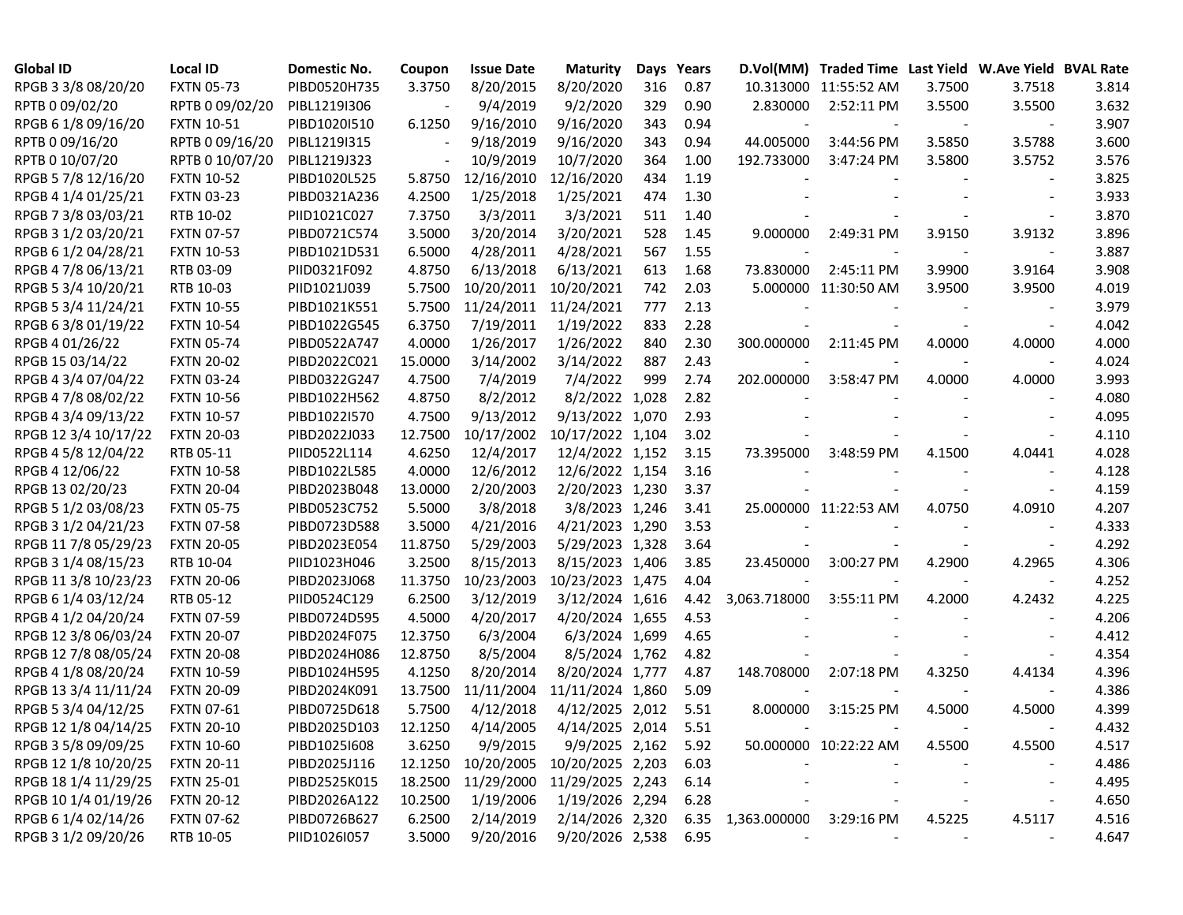| Global ID | Local ID | Domestic No. | Coupon | Issue Date | Maturity | Days | Years | D.Vol(MM) | Traded Time | Last Yield | W.Ave Yield | BVAL Rate |
|---|---|---|---|---|---|---|---|---|---|---|---|---|
| RPGB 3 3/8 08/20/20 | FXTN 05-73 | PIBD0520H735 | 3.3750 | 8/20/2015 | 8/20/2020 | 316 | 0.87 | 10.313000 | 11:55:52 AM | 3.7500 | 3.7518 | 3.814 |
| RPTB 0 09/02/20 | RPTB 0 09/02/20 | PIBL1219I306 | - | 9/4/2019 | 9/2/2020 | 329 | 0.90 | 2.830000 | 2:52:11 PM | 3.5500 | 3.5500 | 3.632 |
| RPGB 6 1/8 09/16/20 | FXTN 10-51 | PIBD1020I510 | 6.1250 | 9/16/2010 | 9/16/2020 | 343 | 0.94 | - | - | - | - | 3.907 |
| RPTB 0 09/16/20 | RPTB 0 09/16/20 | PIBL1219I315 | - | 9/18/2019 | 9/16/2020 | 343 | 0.94 | 44.005000 | 3:44:56 PM | 3.5850 | 3.5788 | 3.600 |
| RPTB 0 10/07/20 | RPTB 0 10/07/20 | PIBL1219J323 | - | 10/9/2019 | 10/7/2020 | 364 | 1.00 | 192.733000 | 3:47:24 PM | 3.5800 | 3.5752 | 3.576 |
| RPGB 5 7/8 12/16/20 | FXTN 10-52 | PIBD1020L525 | 5.8750 | 12/16/2010 | 12/16/2020 | 434 | 1.19 | - | - | - | - | 3.825 |
| RPGB 4 1/4 01/25/21 | FXTN 03-23 | PIBD0321A236 | 4.2500 | 1/25/2018 | 1/25/2021 | 474 | 1.30 | - | - | - | - | 3.933 |
| RPGB 7 3/8 03/03/21 | RTB 10-02 | PIID1021C027 | 7.3750 | 3/3/2011 | 3/3/2021 | 511 | 1.40 | - | - | - | - | 3.870 |
| RPGB 3 1/2 03/20/21 | FXTN 07-57 | PIBD0721C574 | 3.5000 | 3/20/2014 | 3/20/2021 | 528 | 1.45 | 9.000000 | 2:49:31 PM | 3.9150 | 3.9132 | 3.896 |
| RPGB 6 1/2 04/28/21 | FXTN 10-53 | PIBD1021D531 | 6.5000 | 4/28/2011 | 4/28/2021 | 567 | 1.55 | - | - | - | - | 3.887 |
| RPGB 4 7/8 06/13/21 | RTB 03-09 | PIID0321F092 | 4.8750 | 6/13/2018 | 6/13/2021 | 613 | 1.68 | 73.830000 | 2:45:11 PM | 3.9900 | 3.9164 | 3.908 |
| RPGB 5 3/4 10/20/21 | RTB 10-03 | PIID1021J039 | 5.7500 | 10/20/2011 | 10/20/2021 | 742 | 2.03 | 5.000000 | 11:30:50 AM | 3.9500 | 3.9500 | 4.019 |
| RPGB 5 3/4 11/24/21 | FXTN 10-55 | PIBD1021K551 | 5.7500 | 11/24/2011 | 11/24/2021 | 777 | 2.13 | - | - | - | - | 3.979 |
| RPGB 6 3/8 01/19/22 | FXTN 10-54 | PIBD1022G545 | 6.3750 | 7/19/2011 | 1/19/2022 | 833 | 2.28 | - | - | - | - | 4.042 |
| RPGB 4 01/26/22 | FXTN 05-74 | PIBD0522A747 | 4.0000 | 1/26/2017 | 1/26/2022 | 840 | 2.30 | 300.000000 | 2:11:45 PM | 4.0000 | 4.0000 | 4.000 |
| RPGB 15 03/14/22 | FXTN 20-02 | PIBD2022C021 | 15.0000 | 3/14/2002 | 3/14/2022 | 887 | 2.43 | - | - | - | - | 4.024 |
| RPGB 4 3/4 07/04/22 | FXTN 03-24 | PIBD0322G247 | 4.7500 | 7/4/2019 | 7/4/2022 | 999 | 2.74 | 202.000000 | 3:58:47 PM | 4.0000 | 4.0000 | 3.993 |
| RPGB 4 7/8 08/02/22 | FXTN 10-56 | PIBD1022H562 | 4.8750 | 8/2/2012 | 8/2/2022 | 1,028 | 2.82 | - | - | - | - | 4.080 |
| RPGB 4 3/4 09/13/22 | FXTN 10-57 | PIBD1022I570 | 4.7500 | 9/13/2012 | 9/13/2022 | 1,070 | 2.93 | - | - | - | - | 4.095 |
| RPGB 12 3/4 10/17/22 | FXTN 20-03 | PIBD2022J033 | 12.7500 | 10/17/2002 | 10/17/2022 | 1,104 | 3.02 | - | - | - | - | 4.110 |
| RPGB 4 5/8 12/04/22 | RTB 05-11 | PIID0522L114 | 4.6250 | 12/4/2017 | 12/4/2022 | 1,152 | 3.15 | 73.395000 | 3:48:59 PM | 4.1500 | 4.0441 | 4.028 |
| RPGB 4 12/06/22 | FXTN 10-58 | PIBD1022L585 | 4.0000 | 12/6/2012 | 12/6/2022 | 1,154 | 3.16 | - | - | - | - | 4.128 |
| RPGB 13 02/20/23 | FXTN 20-04 | PIBD2023B048 | 13.0000 | 2/20/2003 | 2/20/2023 | 1,230 | 3.37 | - | - | - | - | 4.159 |
| RPGB 5 1/2 03/08/23 | FXTN 05-75 | PIBD0523C752 | 5.5000 | 3/8/2018 | 3/8/2023 | 1,246 | 3.41 | 25.000000 | 11:22:53 AM | 4.0750 | 4.0910 | 4.207 |
| RPGB 3 1/2 04/21/23 | FXTN 07-58 | PIBD0723D588 | 3.5000 | 4/21/2016 | 4/21/2023 | 1,290 | 3.53 | - | - | - | - | 4.333 |
| RPGB 11 7/8 05/29/23 | FXTN 20-05 | PIBD2023E054 | 11.8750 | 5/29/2003 | 5/29/2023 | 1,328 | 3.64 | - | - | - | - | 4.292 |
| RPGB 3 1/4 08/15/23 | RTB 10-04 | PIID1023H046 | 3.2500 | 8/15/2013 | 8/15/2023 | 1,406 | 3.85 | 23.450000 | 3:00:27 PM | 4.2900 | 4.2965 | 4.306 |
| RPGB 11 3/8 10/23/23 | FXTN 20-06 | PIBD2023J068 | 11.3750 | 10/23/2003 | 10/23/2023 | 1,475 | 4.04 | - | - | - | - | 4.252 |
| RPGB 6 1/4 03/12/24 | RTB 05-12 | PIID0524C129 | 6.2500 | 3/12/2019 | 3/12/2024 | 1,616 | 4.42 | 3,063.718000 | 3:55:11 PM | 4.2000 | 4.2432 | 4.225 |
| RPGB 4 1/2 04/20/24 | FXTN 07-59 | PIBD0724D595 | 4.5000 | 4/20/2017 | 4/20/2024 | 1,655 | 4.53 | - | - | - | - | 4.206 |
| RPGB 12 3/8 06/03/24 | FXTN 20-07 | PIBD2024F075 | 12.3750 | 6/3/2004 | 6/3/2024 | 1,699 | 4.65 | - | - | - | - | 4.412 |
| RPGB 12 7/8 08/05/24 | FXTN 20-08 | PIBD2024H086 | 12.8750 | 8/5/2004 | 8/5/2024 | 1,762 | 4.82 | - | - | - | - | 4.354 |
| RPGB 4 1/8 08/20/24 | FXTN 10-59 | PIBD1024H595 | 4.1250 | 8/20/2014 | 8/20/2024 | 1,777 | 4.87 | 148.708000 | 2:07:18 PM | 4.3250 | 4.4134 | 4.396 |
| RPGB 13 3/4 11/11/24 | FXTN 20-09 | PIBD2024K091 | 13.7500 | 11/11/2004 | 11/11/2024 | 1,860 | 5.09 | - | - | - | - | 4.386 |
| RPGB 5 3/4 04/12/25 | FXTN 07-61 | PIBD0725D618 | 5.7500 | 4/12/2018 | 4/12/2025 | 2,012 | 5.51 | 8.000000 | 3:15:25 PM | 4.5000 | 4.5000 | 4.399 |
| RPGB 12 1/8 04/14/25 | FXTN 20-10 | PIBD2025D103 | 12.1250 | 4/14/2005 | 4/14/2025 | 2,014 | 5.51 | - | - | - | - | 4.432 |
| RPGB 3 5/8 09/09/25 | FXTN 10-60 | PIBD1025I608 | 3.6250 | 9/9/2015 | 9/9/2025 | 2,162 | 5.92 | 50.000000 | 10:22:22 AM | 4.5500 | 4.5500 | 4.517 |
| RPGB 12 1/8 10/20/25 | FXTN 20-11 | PIBD2025J116 | 12.1250 | 10/20/2005 | 10/20/2025 | 2,203 | 6.03 | - | - | - | - | 4.486 |
| RPGB 18 1/4 11/29/25 | FXTN 25-01 | PIBD2525K015 | 18.2500 | 11/29/2000 | 11/29/2025 | 2,243 | 6.14 | - | - | - | - | 4.495 |
| RPGB 10 1/4 01/19/26 | FXTN 20-12 | PIBD2026A122 | 10.2500 | 1/19/2006 | 1/19/2026 | 2,294 | 6.28 | - | - | - | - | 4.650 |
| RPGB 6 1/4 02/14/26 | FXTN 07-62 | PIBD0726B627 | 6.2500 | 2/14/2019 | 2/14/2026 | 2,320 | 6.35 | 1,363.000000 | 3:29:16 PM | 4.5225 | 4.5117 | 4.516 |
| RPGB 3 1/2 09/20/26 | RTB 10-05 | PIID1026I057 | 3.5000 | 9/20/2016 | 9/20/2026 | 2,538 | 6.95 | - | - | - | - | 4.647 |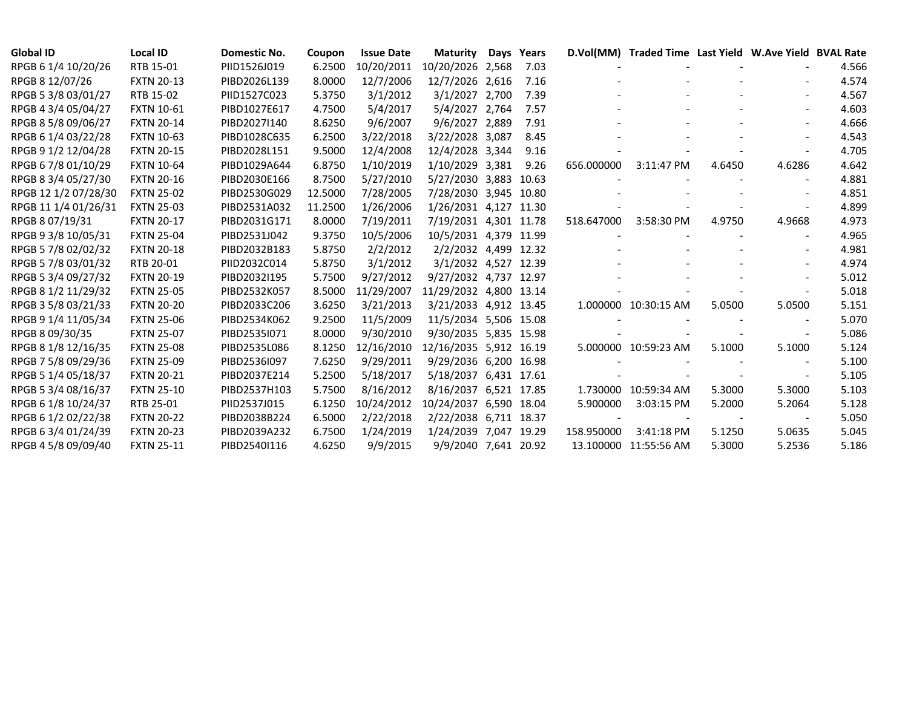| Global ID | Local ID | Domestic No. | Coupon | Issue Date | Maturity | Days | Years | D.Vol(MM) | Traded Time | Last Yield | W.Ave Yield | BVAL Rate |
|---|---|---|---|---|---|---|---|---|---|---|---|---|
| RPGB 6 1/4 10/20/26 | RTB 15-01 | PIID1526J019 | 6.2500 | 10/20/2011 | 10/20/2026 | 2,568 | 7.03 | - | - | - | - | 4.566 |
| RPGB 8 12/07/26 | FXTN 20-13 | PIBD2026L139 | 8.0000 | 12/7/2006 | 12/7/2026 | 2,616 | 7.16 | - | - | - | - | 4.574 |
| RPGB 5 3/8 03/01/27 | RTB 15-02 | PIID1527C023 | 5.3750 | 3/1/2012 | 3/1/2027 | 2,700 | 7.39 | - | - | - | - | 4.567 |
| RPGB 4 3/4 05/04/27 | FXTN 10-61 | PIBD1027E617 | 4.7500 | 5/4/2017 | 5/4/2027 | 2,764 | 7.57 | - | - | - | - | 4.603 |
| RPGB 8 5/8 09/06/27 | FXTN 20-14 | PIBD2027I140 | 8.6250 | 9/6/2007 | 9/6/2027 | 2,889 | 7.91 | - | - | - | - | 4.666 |
| RPGB 6 1/4 03/22/28 | FXTN 10-63 | PIBD1028C635 | 6.2500 | 3/22/2018 | 3/22/2028 | 3,087 | 8.45 | - | - | - | - | 4.543 |
| RPGB 9 1/2 12/04/28 | FXTN 20-15 | PIBD2028L151 | 9.5000 | 12/4/2008 | 12/4/2028 | 3,344 | 9.16 | - | - | - | - | 4.705 |
| RPGB 6 7/8 01/10/29 | FXTN 10-64 | PIBD1029A644 | 6.8750 | 1/10/2019 | 1/10/2029 | 3,381 | 9.26 | 656.000000 | 3:11:47 PM | 4.6450 | 4.6286 | 4.642 |
| RPGB 8 3/4 05/27/30 | FXTN 20-16 | PIBD2030E166 | 8.7500 | 5/27/2010 | 5/27/2030 | 3,883 | 10.63 | - | - | - | - | 4.881 |
| RPGB 12 1/2 07/28/30 | FXTN 25-02 | PIBD2530G029 | 12.5000 | 7/28/2005 | 7/28/2030 | 3,945 | 10.80 | - | - | - | - | 4.851 |
| RPGB 11 1/4 01/26/31 | FXTN 25-03 | PIBD2531A032 | 11.2500 | 1/26/2006 | 1/26/2031 | 4,127 | 11.30 | - | - | - | - | 4.899 |
| RPGB 8 07/19/31 | FXTN 20-17 | PIBD2031G171 | 8.0000 | 7/19/2011 | 7/19/2031 | 4,301 | 11.78 | 518.647000 | 3:58:30 PM | 4.9750 | 4.9668 | 4.973 |
| RPGB 9 3/8 10/05/31 | FXTN 25-04 | PIBD2531J042 | 9.3750 | 10/5/2006 | 10/5/2031 | 4,379 | 11.99 | - | - | - | - | 4.965 |
| RPGB 5 7/8 02/02/32 | FXTN 20-18 | PIBD2032B183 | 5.8750 | 2/2/2012 | 2/2/2032 | 4,499 | 12.32 | - | - | - | - | 4.981 |
| RPGB 5 7/8 03/01/32 | RTB 20-01 | PIID2032C014 | 5.8750 | 3/1/2012 | 3/1/2032 | 4,527 | 12.39 | - | - | - | - | 4.974 |
| RPGB 5 3/4 09/27/32 | FXTN 20-19 | PIBD2032I195 | 5.7500 | 9/27/2012 | 9/27/2032 | 4,737 | 12.97 | - | - | - | - | 5.012 |
| RPGB 8 1/2 11/29/32 | FXTN 25-05 | PIBD2532K057 | 8.5000 | 11/29/2007 | 11/29/2032 | 4,800 | 13.14 | - | - | - | - | 5.018 |
| RPGB 3 5/8 03/21/33 | FXTN 20-20 | PIBD2033C206 | 3.6250 | 3/21/2013 | 3/21/2033 | 4,912 | 13.45 | 1.000000 | 10:30:15 AM | 5.0500 | 5.0500 | 5.151 |
| RPGB 9 1/4 11/05/34 | FXTN 25-06 | PIBD2534K062 | 9.2500 | 11/5/2009 | 11/5/2034 | 5,506 | 15.08 | - | - | - | - | 5.070 |
| RPGB 8 09/30/35 | FXTN 25-07 | PIBD2535I071 | 8.0000 | 9/30/2010 | 9/30/2035 | 5,835 | 15.98 | - | - | - | - | 5.086 |
| RPGB 8 1/8 12/16/35 | FXTN 25-08 | PIBD2535L086 | 8.1250 | 12/16/2010 | 12/16/2035 | 5,912 | 16.19 | 5.000000 | 10:59:23 AM | 5.1000 | 5.1000 | 5.124 |
| RPGB 7 5/8 09/29/36 | FXTN 25-09 | PIBD2536I097 | 7.6250 | 9/29/2011 | 9/29/2036 | 6,200 | 16.98 | - | - | - | - | 5.100 |
| RPGB 5 1/4 05/18/37 | FXTN 20-21 | PIBD2037E214 | 5.2500 | 5/18/2017 | 5/18/2037 | 6,431 | 17.61 | - | - | - | - | 5.105 |
| RPGB 5 3/4 08/16/37 | FXTN 25-10 | PIBD2537H103 | 5.7500 | 8/16/2012 | 8/16/2037 | 6,521 | 17.85 | 1.730000 | 10:59:34 AM | 5.3000 | 5.3000 | 5.103 |
| RPGB 6 1/8 10/24/37 | RTB 25-01 | PIID2537J015 | 6.1250 | 10/24/2012 | 10/24/2037 | 6,590 | 18.04 | 5.900000 | 3:03:15 PM | 5.2000 | 5.2064 | 5.128 |
| RPGB 6 1/2 02/22/38 | FXTN 20-22 | PIBD2038B224 | 6.5000 | 2/22/2018 | 2/22/2038 | 6,711 | 18.37 | - | - | - | - | 5.050 |
| RPGB 6 3/4 01/24/39 | FXTN 20-23 | PIBD2039A232 | 6.7500 | 1/24/2019 | 1/24/2039 | 7,047 | 19.29 | 158.950000 | 3:41:18 PM | 5.1250 | 5.0635 | 5.045 |
| RPGB 4 5/8 09/09/40 | FXTN 25-11 | PIBD2540I116 | 4.6250 | 9/9/2015 | 9/9/2040 | 7,641 | 20.92 | 13.100000 | 11:55:56 AM | 5.3000 | 5.2536 | 5.186 |